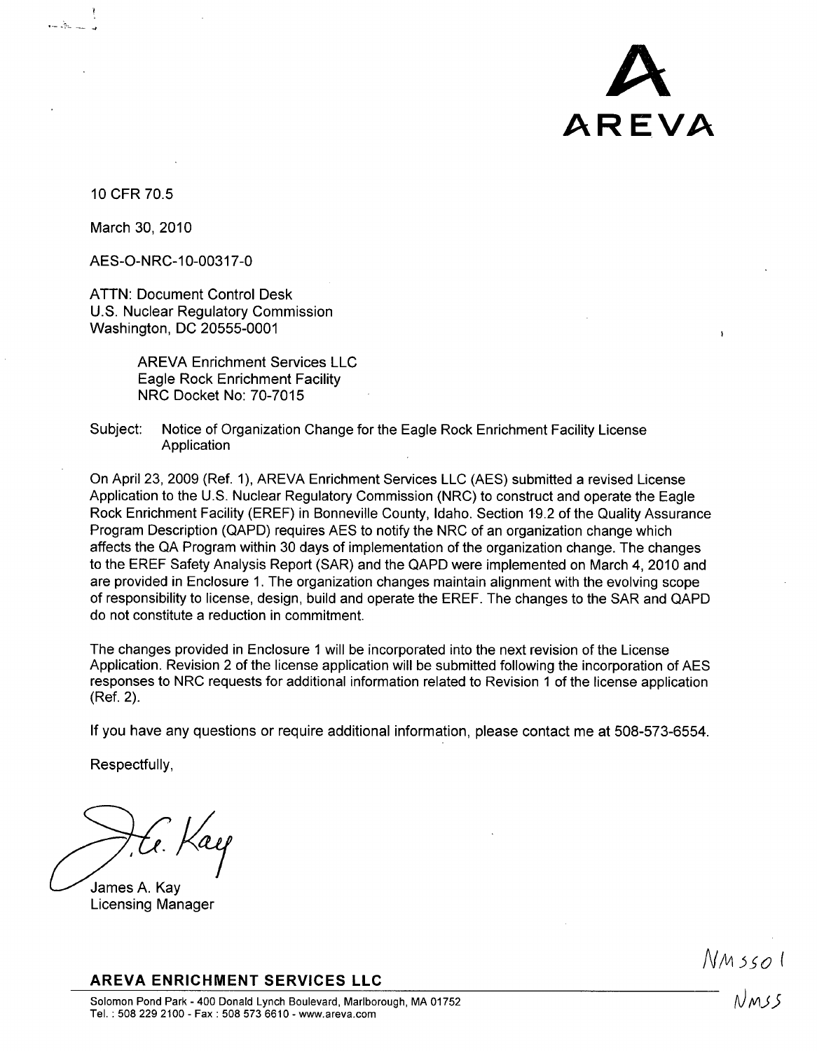AREVA

10 CFR 70.5

March 30, 2010

AES-O-NRC-10-00317-0

ATTN: Document Control Desk
U.S. Nuclear Regulatory Commission
Washington, DC 20555-0001

AREVA Enrichment Services LLC
Eagle Rock Enrichment Facility
NRC Docket No: 70-7015

Subject: Notice of Organization Change for the Eagle Rock Enrichment Facility License Application

On April 23, 2009 (Ref. 1), AREVA Enrichment Services LLC (AES) submitted a revised License Application to the U.S. Nuclear Regulatory Commission (NRC) to construct and operate the Eagle Rock Enrichment Facility (EREF) in Bonneville County, Idaho. Section 19.2 of the Quality Assurance Program Description (QAPD) requires AES to notify the NRC of an organization change which affects the QA Program within 30 days of implementation of the organization change. The changes to the EREF Safety Analysis Report (SAR) and the QAPD were implemented on March 4, 2010 and are provided in Enclosure 1. The organization changes maintain alignment with the evolving scope of responsibility to license, design, build and operate the EREF. The changes to the SAR and QAPD do not constitute a reduction in commitment.

The changes provided in Enclosure 1 will be incorporated into the next revision of the License Application. Revision 2 of the license application will be submitted following the incorporation of AES responses to NRC requests for additional information related to Revision 1 of the license application (Ref. 2).

If you have any questions or require additional information, please contact me at 508-573-6554.

Respectfully,

James A. Kay
Licensing Manager

NMSS01
NMSS

**AREVA ENRICHMENT SERVICES LLC**

Solomon Pond Park - 400 Donald Lynch Boulevard, Marlborough, MA 01752
Tel.: 508 229 2100 - Fax : 508 573 6610 - www.areva.com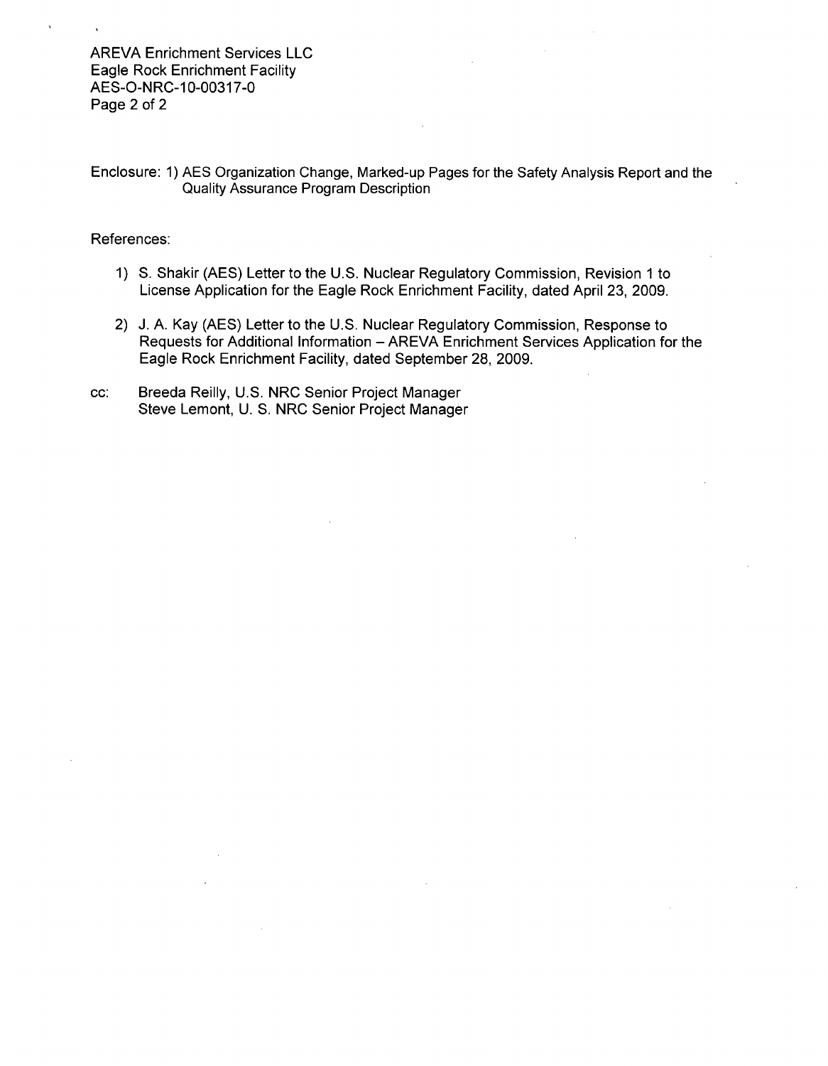Enclosure: 1) AES Organization Change, Marked-up Pages for the Safety Analysis Report and the Quality Assurance Program Description

References:

1) S. Shakir (AES) Letter to the U.S. Nuclear Regulatory Commission, Revision 1 to License Application for the Eagle Rock Enrichment Facility, dated April 23, 2009.
2) J. A. Kay (AES) Letter to the U.S. Nuclear Regulatory Commission, Response to Requests for Additional Information – AREVA Enrichment Services Application for the Eagle Rock Enrichment Facility, dated September 28, 2009.

cc: Breeda Reilly, U.S. NRC Senior Project Manager
Steve Lemont, U. S. NRC Senior Project Manager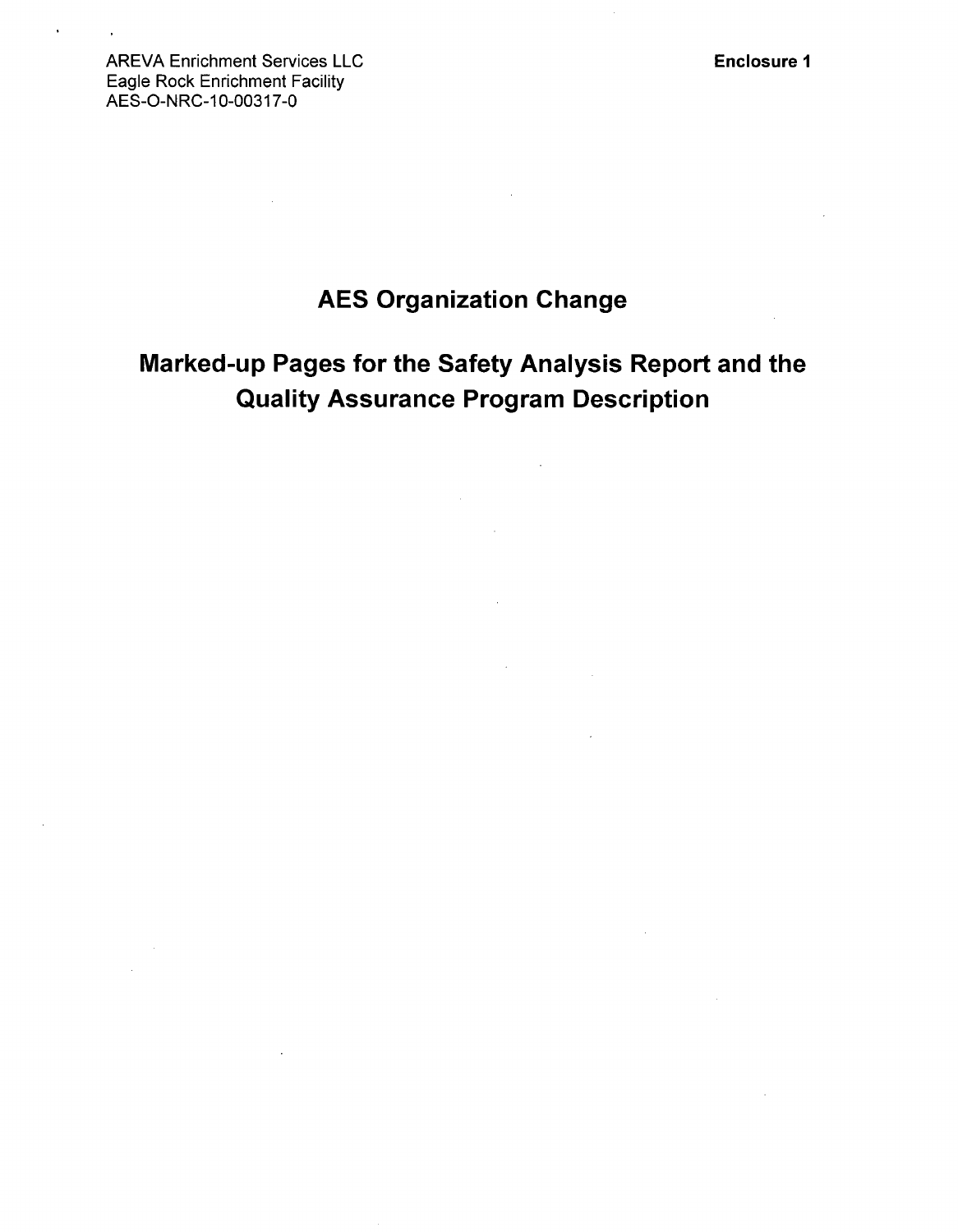AREVA Enrichment Services LLC
Eagle Rock Enrichment Facility
AES-O-NRC-10-00317-0

**Enclosure 1**

# AES Organization Change

# Marked-up Pages for the Safety Analysis Report and the Quality Assurance Program Description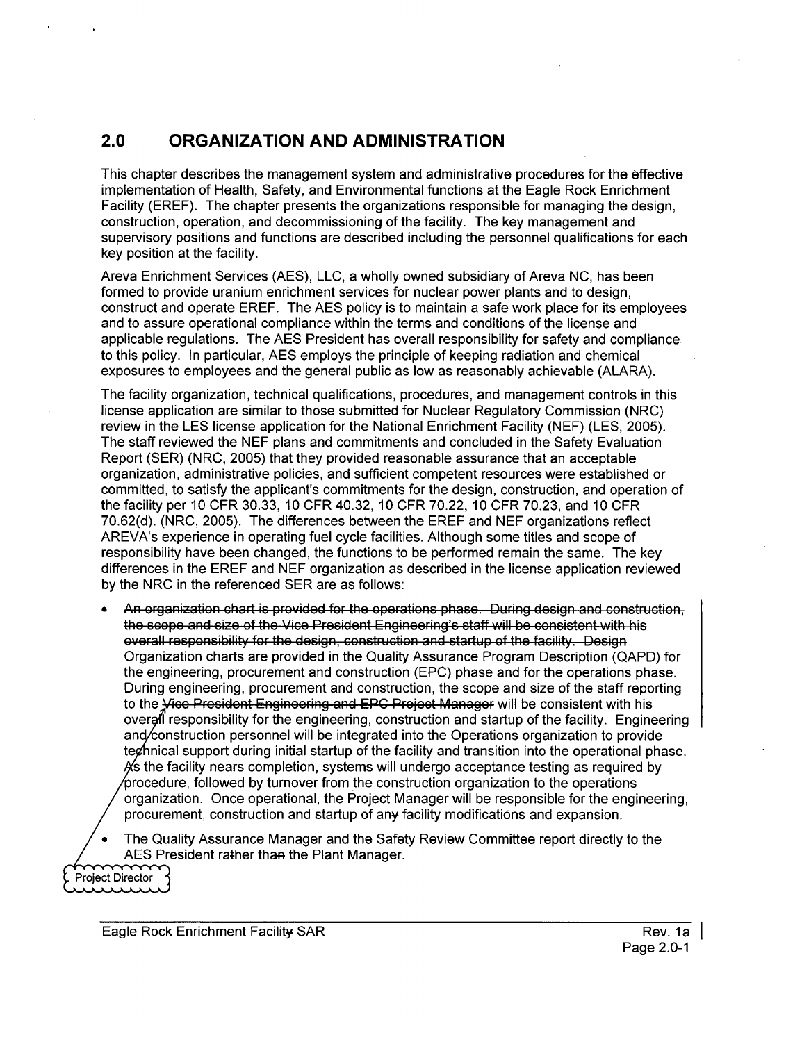## 2.0 ORGANIZATION AND ADMINISTRATION

This chapter describes the management system and administrative procedures for the effective implementation of Health, Safety, and Environmental functions at the Eagle Rock Enrichment Facility (EREF). The chapter presents the organizations responsible for managing the design, construction, operation, and decommissioning of the facility. The key management and supervisory positions and functions are described including the personnel qualifications for each key position at the facility.

Areva Enrichment Services (AES), LLC, a wholly owned subsidiary of Areva NC, has been formed to provide uranium enrichment services for nuclear power plants and to design, construct and operate EREF. The AES policy is to maintain a safe work place for its employees and to assure operational compliance within the terms and conditions of the license and applicable regulations. The AES President has overall responsibility for safety and compliance to this policy. In particular, AES employs the principle of keeping radiation and chemical exposures to employees and the general public as low as reasonably achievable (ALARA).

The facility organization, technical qualifications, procedures, and management controls in this license application are similar to those submitted for Nuclear Regulatory Commission (NRC) review in the LES license application for the National Enrichment Facility (NEF) (LES, 2005). The staff reviewed the NEF plans and commitments and concluded in the Safety Evaluation Report (SER) (NRC, 2005) that they provided reasonable assurance that an acceptable organization, administrative policies, and sufficient competent resources were established or committed, to satisfy the applicant's commitments for the design, construction, and operation of the facility per 10 CFR 30.33, 10 CFR 40.32, 10 CFR 70.22, 10 CFR 70.23, and 10 CFR 70.62(d). (NRC, 2005). The differences between the EREF and NEF organizations reflect AREVA's experience in operating fuel cycle facilities. Although some titles and scope of responsibility have been changed, the functions to be performed remain the same. The key differences in the EREF and NEF organization as described in the license application reviewed by the NRC in the referenced SER are as follows:

- ~~An organization chart is provided for the operations phase. During design and construction, the scope and size of the Vice President Engineering's staff will be consistent with his overall responsibility for the design, construction and startup of the facility. Design~~ Organization charts are provided in the Quality Assurance Program Description (QAPD) for the engineering, procurement and construction (EPC) phase and for the operations phase. During engineering, procurement and construction, the scope and size of the staff reporting to the ~~Vice President Engineering and EPC Project Manager~~ Project Director will be consistent with his overall responsibility for the engineering, construction and startup of the facility. Engineering and construction personnel will be integrated into the Operations organization to provide technical support during initial startup of the facility and transition into the operational phase. As the facility nears completion, systems will undergo acceptance testing as required by procedure, followed by turnover from the construction organization to the operations organization. Once operational, the Project Manager will be responsible for the engineering, procurement, construction and startup of any facility modifications and expansion.
- The Quality Assurance Manager and the Safety Review Committee report directly to the AES President rather than the Plant Manager.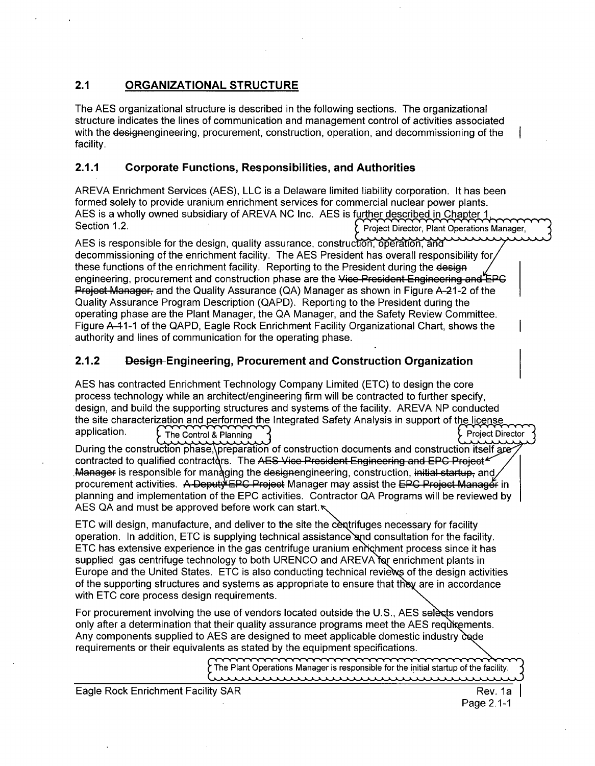## 2.1 ORGANIZATIONAL STRUCTURE

The AES organizational structure is described in the following sections. The organizational structure indicates the lines of communication and management control of activities associated with the ~~design~~engineering, procurement, construction, operation, and decommissioning of the facility.

### 2.1.1 Corporate Functions, Responsibilities, and Authorities

AREVA Enrichment Services (AES), LLC is a Delaware limited liability corporation. It has been formed solely to provide uranium enrichment services for commercial nuclear power plants. AES is a wholly owned subsidiary of AREVA NC Inc. AES is further described in Chapter 1, Section 1.2.

Project Director, Plant Operations Manager,

AES is responsible for the design, quality assurance, construction, operation, and decommissioning of the enrichment facility. The AES President has overall responsibility for these functions of the enrichment facility. Reporting to the President during the ~~design~~ engineering, procurement and construction phase are the ~~Vice President Engineering and EPC Project Manager,~~ and the Quality Assurance (QA) Manager as shown in Figure ~~A-2~~1-2 of the Quality Assurance Program Description (QAPD). Reporting to the President during the operating phase are the Plant Manager, the QA Manager, and the Safety Review Committee. Figure ~~A-1~~1-1 of the QAPD, Eagle Rock Enrichment Facility Organizational Chart, shows the authority and lines of communication for the operating phase.

### 2.1.2 ~~Design~~ Engineering, Procurement and Construction Organization

AES has contracted Enrichment Technology Company Limited (ETC) to design the core process technology while an architect/engineering firm will be contracted to further specify, design, and build the supporting structures and systems of the facility. AREVA NP conducted the site characterization and performed the Integrated Safety Analysis in support of the license application.

During the construction phase, The Control & Planning preparation of construction documents and construction itself are contracted to qualified contractors. The ~~AES Vice President Engineering and EPC Project Manager~~ Project Director is responsible for managing the ~~design~~engineering, construction, ~~initial startup,~~ and procurement activities. ~~A Deputy EPC Project~~ Manager may assist the ~~EPC Project Manager~~ in planning and implementation of the EPC activities. Contractor QA Programs will be reviewed by AES QA and must be approved before work can start.

ETC will design, manufacture, and deliver to the site the centrifuges necessary for facility operation. In addition, ETC is supplying technical assistance and consultation for the facility. ETC has extensive experience in the gas centrifuge uranium enrichment process since it has supplied gas centrifuge technology to both URENCO and AREVA for enrichment plants in Europe and the United States. ETC is also conducting technical reviews of the design activities of the supporting structures and systems as appropriate to ensure that they are in accordance with ETC core process design requirements.

For procurement involving the use of vendors located outside the U.S., AES selects vendors only after a determination that their quality assurance programs meet the AES requirements. Any components supplied to AES are designed to meet applicable domestic industry code requirements or their equivalents as stated by the equipment specifications.

The Plant Operations Manager is responsible for the initial startup of the facility.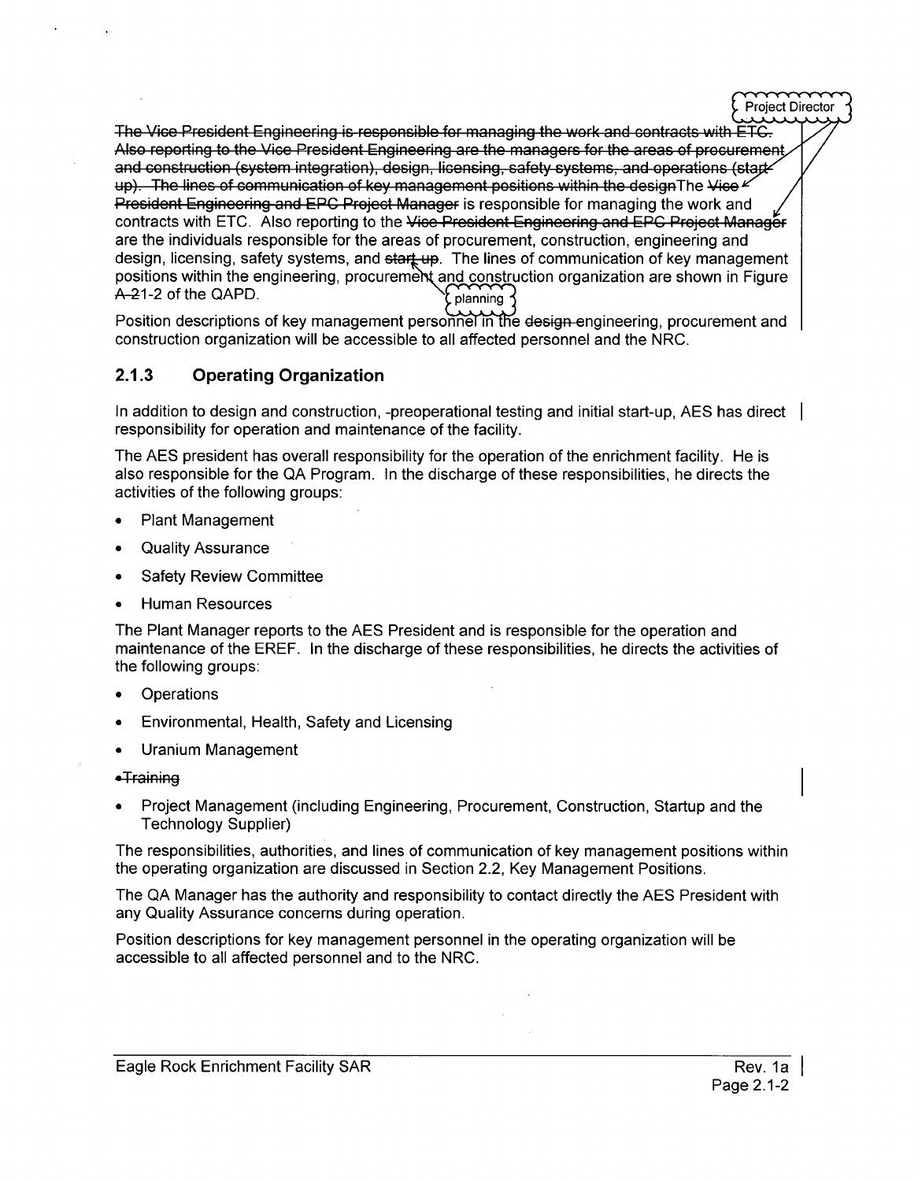~~The Vice President Engineering is responsible for managing the work and contracts with ETC. Also reporting to the Vice President Engineering are the managers for the areas of procurement and construction (system integration), design, licensing, safety systems, and operations (start-up). The lines of communication of key management positions within the design~~The ~~Vice President Engineering and EPC Project Manager~~ Project Director is responsible for managing the work and contracts with ETC. Also reporting to the ~~Vice President Engineering and EPC Project Manager~~ Project Director are the individuals responsible for the areas of procurement, construction, engineering and design, licensing, safety systems, and ~~start-up~~ planning. The lines of communication of key management positions within the engineering, procurement and construction organization are shown in Figure ~~A-2~~1-2 of the QAPD.

Position descriptions of key management personnel in the ~~design~~ engineering, procurement and construction organization will be accessible to all affected personnel and the NRC.

### 2.1.3 Operating Organization

In addition to design and construction, -preoperational testing and initial start-up, AES has direct responsibility for operation and maintenance of the facility.

The AES president has overall responsibility for the operation of the enrichment facility. He is also responsible for the QA Program. In the discharge of these responsibilities, he directs the activities of the following groups:

- Plant Management
- Quality Assurance
- Safety Review Committee
- Human Resources

The Plant Manager reports to the AES President and is responsible for the operation and maintenance of the EREF. In the discharge of these responsibilities, he directs the activities of the following groups:

- Operations
- Environmental, Health, Safety and Licensing
- Uranium Management
- ~~Training~~
- Project Management (including Engineering, Procurement, Construction, Startup and the Technology Supplier)

The responsibilities, authorities, and lines of communication of key management positions within the operating organization are discussed in Section 2.2, Key Management Positions.

The QA Manager has the authority and responsibility to contact directly the AES President with any Quality Assurance concerns during operation.

Position descriptions for key management personnel in the operating organization will be accessible to all affected personnel and to the NRC.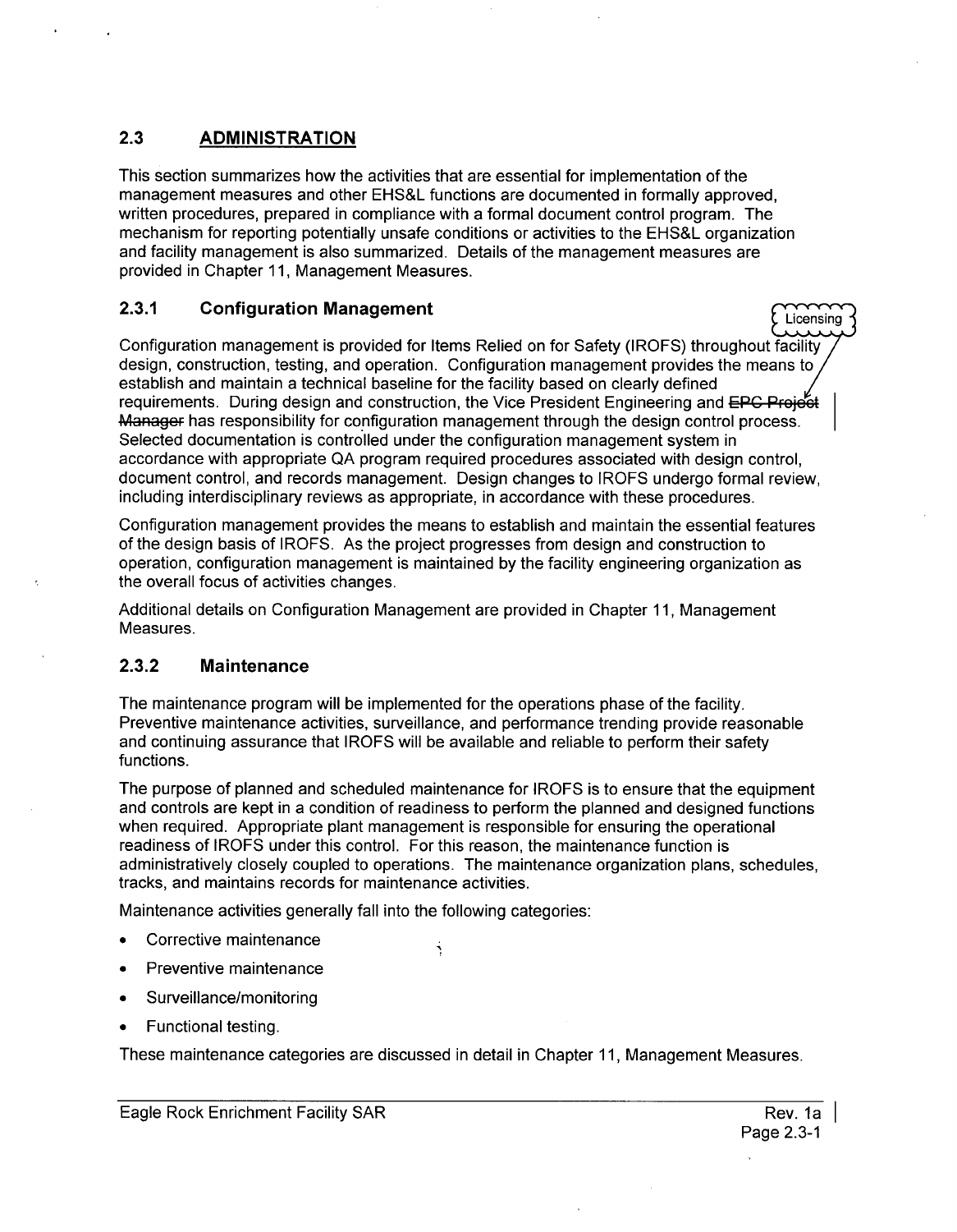## 2.3 ADMINISTRATION

This section summarizes how the activities that are essential for implementation of the management measures and other EHS&L functions are documented in formally approved, written procedures, prepared in compliance with a formal document control program. The mechanism for reporting potentially unsafe conditions or activities to the EHS&L organization and facility management is also summarized. Details of the management measures are provided in Chapter 11, Management Measures.

### 2.3.1 Configuration Management

Licensing

Configuration management is provided for Items Relied on for Safety (IROFS) throughout facility design, construction, testing, and operation. Configuration management provides the means to establish and maintain a technical baseline for the facility based on clearly defined requirements. During design and construction, the Vice President Engineering and ~~EPC Project Manager~~ has responsibility for configuration management through the design control process. Selected documentation is controlled under the configuration management system in accordance with appropriate QA program required procedures associated with design control, document control, and records management. Design changes to IROFS undergo formal review, including interdisciplinary reviews as appropriate, in accordance with these procedures.

Configuration management provides the means to establish and maintain the essential features of the design basis of IROFS. As the project progresses from design and construction to operation, configuration management is maintained by the facility engineering organization as the overall focus of activities changes.

Additional details on Configuration Management are provided in Chapter 11, Management Measures.

### 2.3.2 Maintenance

The maintenance program will be implemented for the operations phase of the facility. Preventive maintenance activities, surveillance, and performance trending provide reasonable and continuing assurance that IROFS will be available and reliable to perform their safety functions.

The purpose of planned and scheduled maintenance for IROFS is to ensure that the equipment and controls are kept in a condition of readiness to perform the planned and designed functions when required. Appropriate plant management is responsible for ensuring the operational readiness of IROFS under this control. For this reason, the maintenance function is administratively closely coupled to operations. The maintenance organization plans, schedules, tracks, and maintains records for maintenance activities.

Maintenance activities generally fall into the following categories:

- Corrective maintenance
- Preventive maintenance
- Surveillance/monitoring
- Functional testing.

These maintenance categories are discussed in detail in Chapter 11, Management Measures.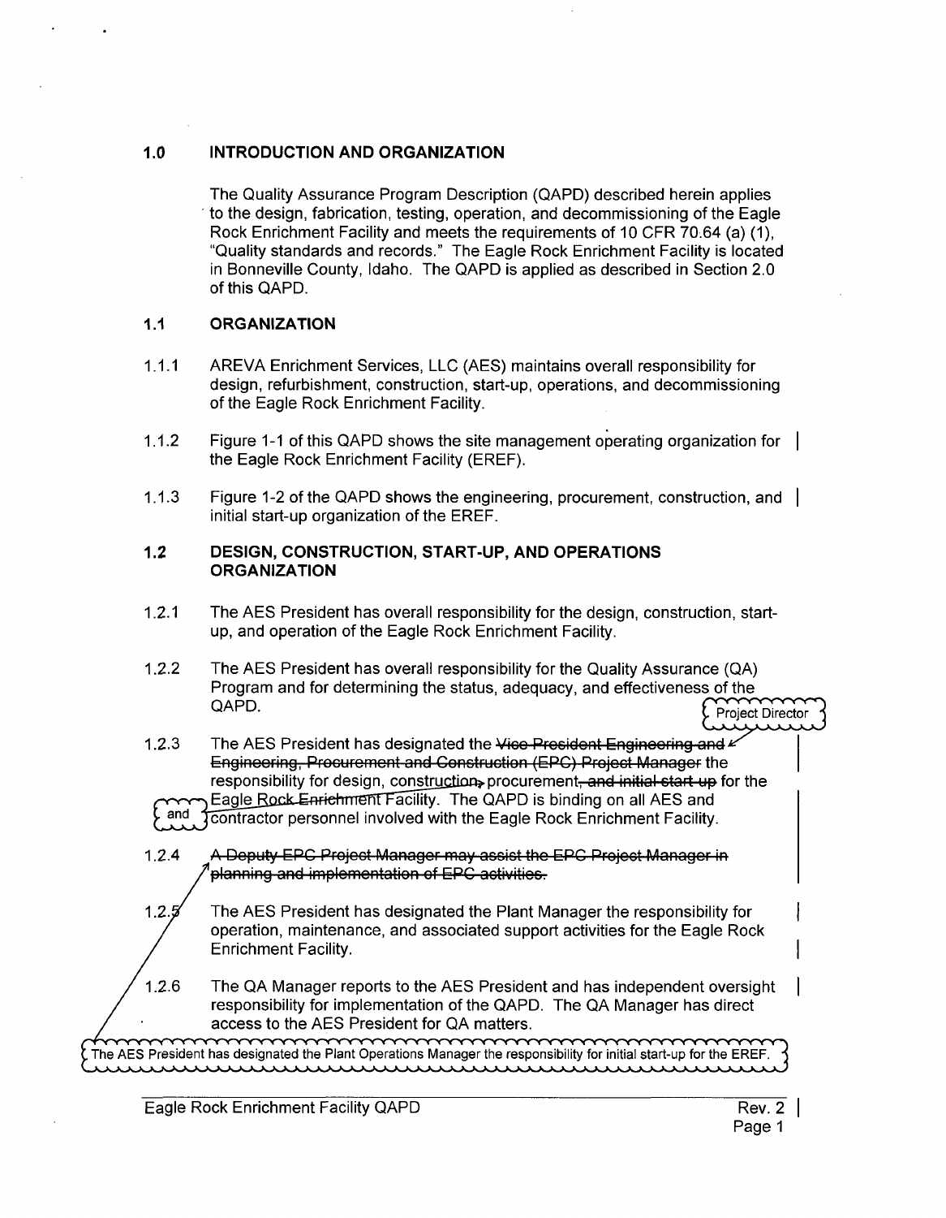## 1.0 INTRODUCTION AND ORGANIZATION

The Quality Assurance Program Description (QAPD) described herein applies to the design, fabrication, testing, operation, and decommissioning of the Eagle Rock Enrichment Facility and meets the requirements of 10 CFR 70.64 (a) (1), "Quality standards and records." The Eagle Rock Enrichment Facility is located in Bonneville County, Idaho. The QAPD is applied as described in Section 2.0 of this QAPD.

### 1.1 ORGANIZATION

1.1.1 AREVA Enrichment Services, LLC (AES) maintains overall responsibility for design, refurbishment, construction, start-up, operations, and decommissioning of the Eagle Rock Enrichment Facility.

1.1.2 Figure 1-1 of this QAPD shows the site management operating organization for the Eagle Rock Enrichment Facility (EREF).

1.1.3 Figure 1-2 of the QAPD shows the engineering, procurement, construction, and initial start-up organization of the EREF.

### 1.2 DESIGN, CONSTRUCTION, START-UP, AND OPERATIONS ORGANIZATION

1.2.1 The AES President has overall responsibility for the design, construction, start-up, and operation of the Eagle Rock Enrichment Facility.

1.2.2 The AES President has overall responsibility for the Quality Assurance (QA) Program and for determining the status, adequacy, and effectiveness of the QAPD.

1.2.3 The AES President has designated the ~~Vice President Engineering and Engineering, Procurement and Construction (EPC) Project Manager~~ Project Director the responsibility for design, construction~~,~~ and procurement~~, and initial start-up~~ for the Eagle Rock ~~Enrichment~~ Facility. The QAPD is binding on all AES and contractor personnel involved with the Eagle Rock Enrichment Facility.

1.2.4 ~~A Deputy EPC Project Manager may assist the EPC Project Manager in planning and implementation of EPC activities.~~

1.2.5 The AES President has designated the Plant Manager the responsibility for operation, maintenance, and associated support activities for the Eagle Rock Enrichment Facility.

1.2.6 The QA Manager reports to the AES President and has independent oversight responsibility for implementation of the QAPD. The QA Manager has direct access to the AES President for QA matters.

The AES President has designated the Plant Operations Manager the responsibility for initial start-up for the EREF.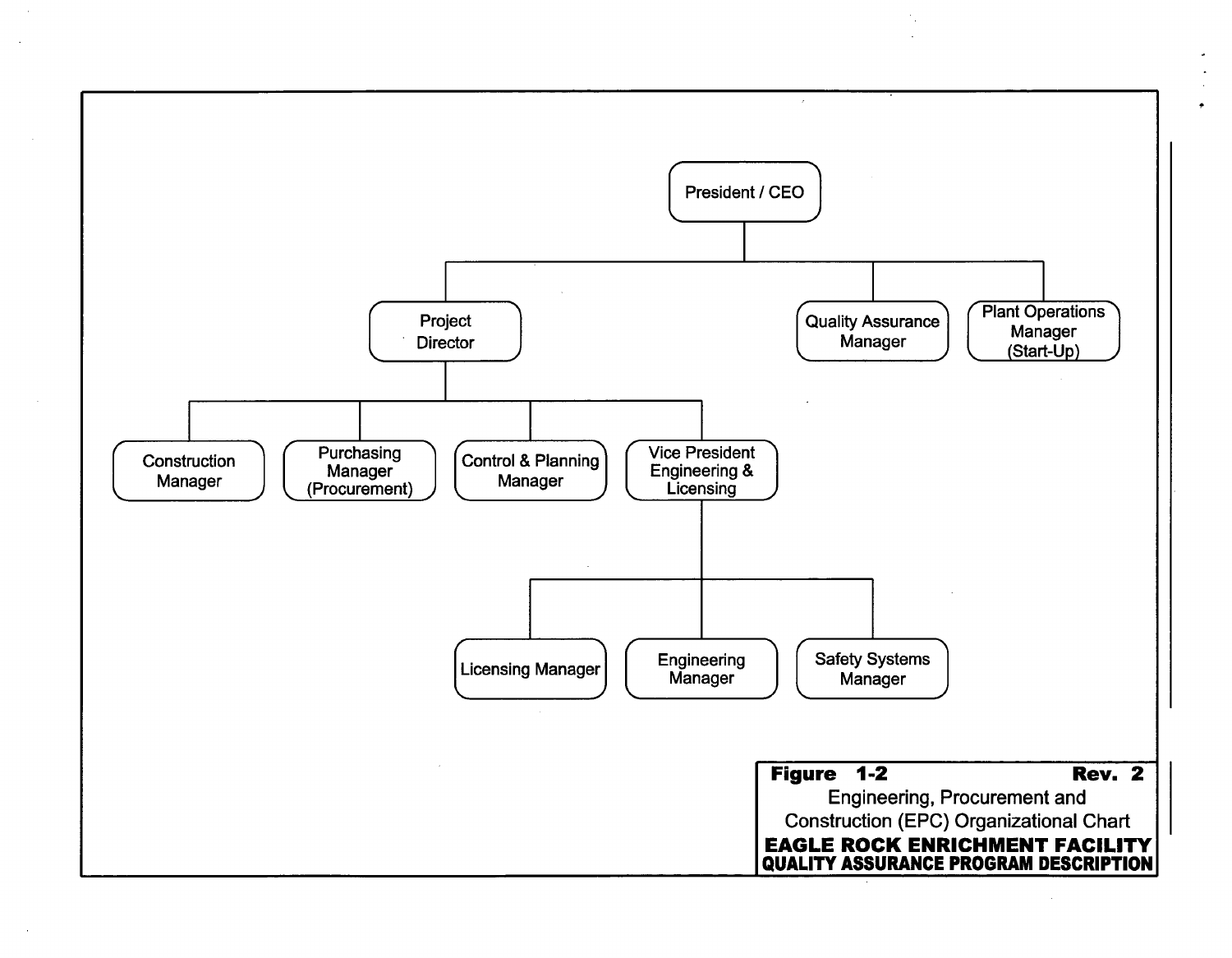President / CEO

Project Director

Quality Assurance Manager

Plant Operations Manager (Start-Up)

Construction Manager

Purchasing Manager (Procurement)

Control & Planning Manager

Vice President Engineering & Licensing

Licensing Manager

Engineering Manager

Safety Systems Manager

**Figure 1-2** **Rev. 2**

Engineering, Procurement and Construction (EPC) Organizational Chart

**EAGLE ROCK ENRICHMENT FACILITY**

**QUALITY ASSURANCE PROGRAM DESCRIPTION**